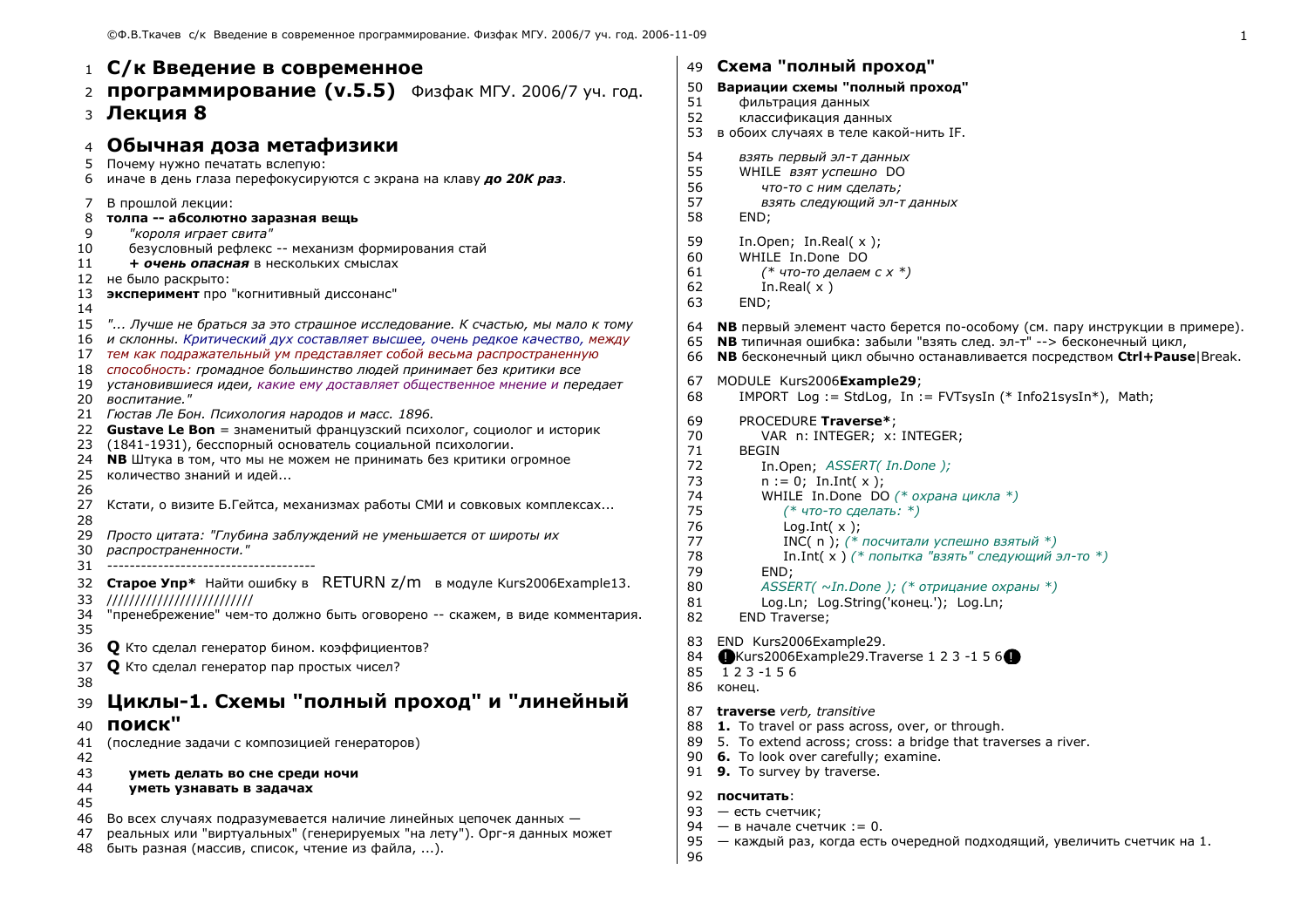# С/к Введение в современное программирование (v.5.5) Физфак МГУ. 2006/7 уч. год.

# Лекция 8

## Обычная доза метафизики

Почему нужно печатать вслепую:
иначе в день глаза перефокусируются с экрана на клаву ***до 20K раз***.

В прошлой лекции:
**толпа -- абсолютно заразная вещь**
- *"короля играет свита"*
- безусловный рефлекс -- механизм формирования стай
- ***+ очень опасная*** в нескольких смыслах

не было раскрыто:
**эксперимент** про "когнитивный диссонанс"

*"... Лучше не браться за это страшное исследование. К счастью, мы мало к тому и склонны. Критический дух составляет высшее, очень редкое качество, между тем как подражательный ум представляет собой весьма распространенную способность: громадное большинство людей принимает без критики все установившиеся идеи, какие ему доставляет общественное мнение и передает воспитание."*
*Гюстав Ле Бон. Психология народов и масс. 1896.*
**Gustave Le Bon** = знаменитый французский психолог, социолог и историк (1841-1931), бесспорный основатель социальной психологии.
**NB** Штука в том, что мы не можем не принимать без критики огромное количество знаний и идей...

Кстати, о визите Б.Гейтса, механизмах работы СМИ и совковых комплексах...

*Просто цитата: "Глубина заблуждений не уменьшается от широты их распространенности."*

------------------------------------

**Старое Упр*** Найти ошибку в RETURN z/m в модуле Kurs2006Example13.
/////////////////////////
"пренебрежение" чем-то должно быть оговорено -- скажем, в виде комментария.

**Q** Кто сделал генератор бином. коэффициентов?

**Q** Кто сделал генератор пар простых чисел?

## Циклы-1. Схемы "полный проход" и "линейный поиск"

(последние задачи с композицией генераторов)

**уметь делать во сне среди ночи**
**уметь узнавать в задачах**

Во всех случаях подразумевается наличие линейных цепочек данных — реальных или "виртуальных" (генерируемых "на лету"). Орг-я данных может быть разная (массив, список, чтение из файла, ...).

## Схема "полный проход"

**Вариации схемы "полный проход"**
- фильтрация данных
- классификация данных

в обоих случаях в теле какой-нить IF.

```
взять первый эл-т данных
WHILE взят успешно DO
    что-то с ним сделать;
    взять следующий эл-т данных
END;
```

```
In.Open; In.Real( x );
WHILE In.Done DO
    (* что-то делаем с x *)
    In.Real( x )
END;
```

**NB** первый элемент часто берется по-особому (см. пару инструкции в примере).
**NB** типичная ошибка: забыли "взять след. эл-т" --> бесконечный цикл,
**NB** бесконечный цикл обычно останавливается посредством **Ctrl+Pause**|Break.

```
MODULE Kurs2006Example29;
    IMPORT Log := StdLog, In := FVTsysIn (* Info21sysIn*), Math;

    PROCEDURE Traverse*;
        VAR n: INTEGER; x: INTEGER;
    BEGIN
        In.Open; ASSERT( In.Done );
        n := 0; In.Int( x );
        WHILE In.Done DO (* охрана цикла *)
            (* что-то сделать: *)
            Log.Int( x );
            INC( n ); (* посчитали успешно взятый *)
            In.Int( x ) (* попытка "взять" следующий эл-то *)
        END;
        ASSERT( ~In.Done ); (* отрицание охраны *)
        Log.Ln; Log.String('конец.'); Log.Ln;
    END Traverse;

END Kurs2006Example29.
```

Kurs2006Example29.Traverse 1 2 3 -1 5 6

```
 1 2 3 -1 5 6
конец.
```

**traverse** *verb, transitive*
**1.** To travel or pass across, over, or through.
5. To extend across; cross: a bridge that traverses a river.
**6.** To look over carefully; examine.
**9.** To survey by traverse.

**посчитать**:
— есть счетчик;
— в начале счетчик := 0.
— каждый раз, когда есть очередной подходящий, увеличить счетчик на 1.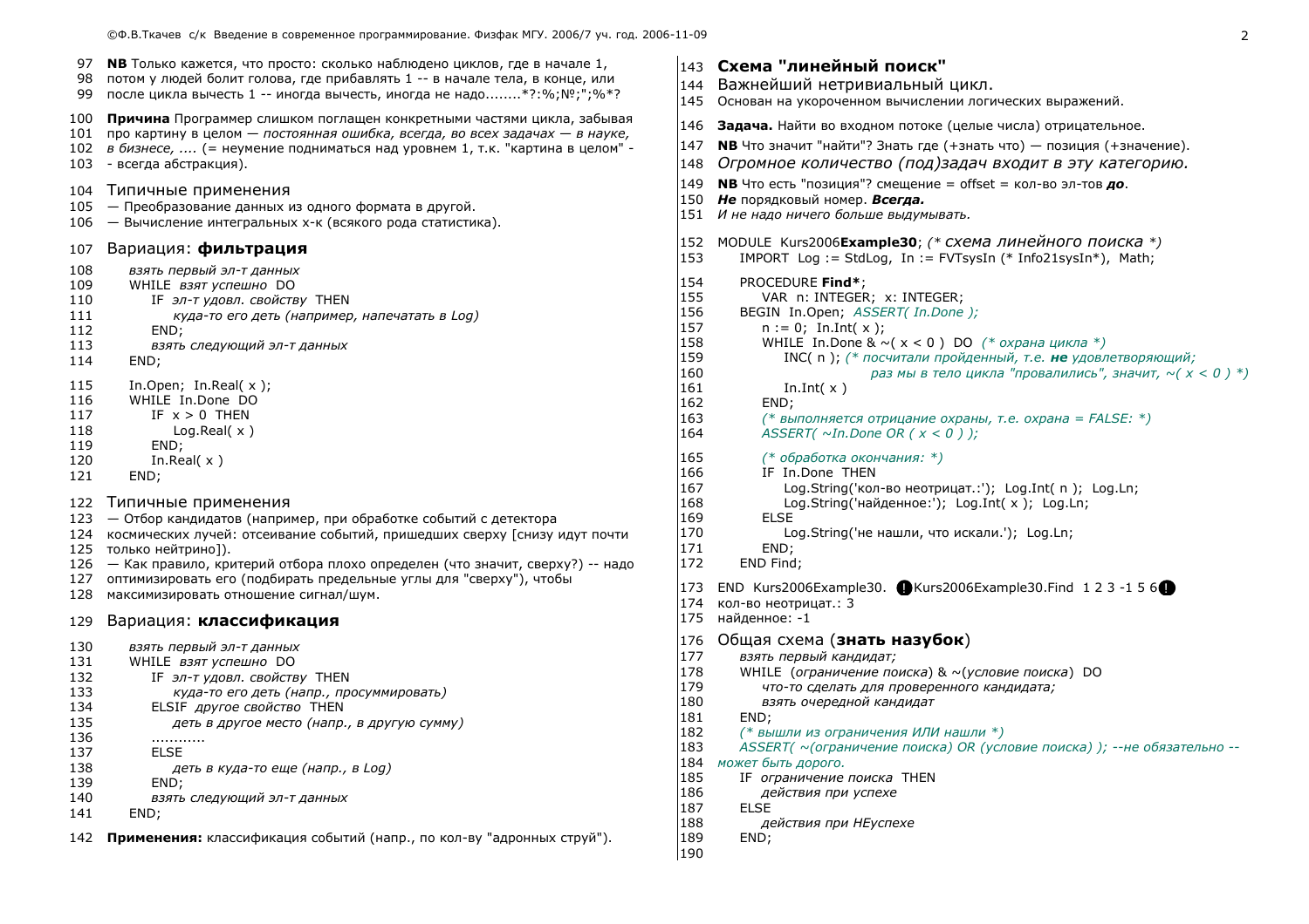**NB** Только кажется, что просто: сколько наблюдено циклов, где в начале 1, потом у людей болит голова, где прибавлять 1 -- в начале тела, в конце, или после цикла вычесть 1 -- иногда вычесть, иногда не надо........*?:%;№;";%*?

**Причина** Программер слишком поглащен конкретными частями цикла, забывая про картину в целом — *постоянная ошибка, всегда, во всех задачах — в науке, в бизнесе, ....* (= неумение подниматься над уровнем 1, т.к. "картина в целом" - - всегда абстракция).

## Типичные применения

— Преобразование данных из одного формата в другой.
— Вычисление интегральных х-к (всякого рода статистика).

## Вариация: **фильтрация**

```
    взять первый эл-т данных
    WHILE взят успешно DO
        IF эл-т удовл. свойству THEN
            куда-то его деть (например, напечатать в Log)
        END;
        взять следующий эл-т данных
    END;

    In.Open; In.Real( x );
    WHILE In.Done DO
        IF x > 0 THEN
            Log.Real( x )
        END;
        In.Real( x )
    END;
```

## Типичные применения

— Отбор кандидатов (например, при обработке событий с детектора космических лучей: отсеивание событий, пришедших сверху [снизу идут почти только нейтрино]).
— Как правило, критерий отбора плохо определен (что значит, сверху?) -- надо оптимизировать его (подбирать предельные углы для "сверху"), чтобы максимизировать отношение сигнал/шум.

## Вариация: **классификация**

```
    взять первый эл-т данных
    WHILE взят успешно DO
        IF эл-т удовл. свойству THEN
            куда-то его деть (напр., просуммировать)
        ELSIF другое свойство THEN
            деть в другое место (напр., в другую сумму)
        ............
        ELSE
            деть в куда-то еще (напр., в Log)
        END;
        взять следующий эл-т данных
    END;
```

**Применения:** классификация событий (напр., по кол-ву "адронных струй").

## **Схема "линейный поиск"**

Важнейший нетривиальный цикл.
Основан на укороченном вычислении логических выражений.

**Задача.** Найти во входном потоке (целые числа) отрицательное.

**NB** Что значит "найти"? Знать где (+знать что) — позиция (+значение).

*Огромное количество (под)задач входит в эту категорию.*

**NB** Что есть "позиция"? смещение = offset = кол-во эл-тов ***до***.
***Не*** порядковый номер. ***Всегда.***
*И не надо ничего больше выдумывать.*

```
MODULE Kurs2006Example30; (* схема линейного поиска *)
    IMPORT Log := StdLog, In := FVTsysIn (* Info21sysIn*), Math;

    PROCEDURE Find*;
        VAR n: INTEGER; x: INTEGER;
    BEGIN In.Open; ASSERT( In.Done );
        n := 0; In.Int( x );
        WHILE In.Done & ~( x < 0 ) DO (* охрана цикла *)
            INC( n ); (* посчитали пройденный, т.е. не удовлетворяющий;
                            раз мы в тело цикла "провалились", значит, ~( x < 0 ) *)
            In.Int( x )
        END;
        (* выполняется отрицание охраны, т.е. охрана = FALSE: *)
        ASSERT( ~In.Done OR ( x < 0 ) );

        (* обработка окончания: *)
        IF In.Done THEN
            Log.String('кол-во неотрицат.:'); Log.Int( n ); Log.Ln;
            Log.String('найденное:'); Log.Int( x ); Log.Ln;
        ELSE
            Log.String('не нашли, что искали.'); Log.Ln;
        END;
    END Find;

END Kurs2006Example30. ! Kurs2006Example30.Find 1 2 3 -1 5 6 !
кол-во неотрицат.: 3
найденное: -1
```

## Общая схема (**знать назубок**)

```
    взять первый кандидат;
    WHILE (ограничение поиска) & ~(условие поиска) DO
        что-то сделать для проверенного кандидата;
        взять очередной кандидат
    END;
    (* вышли из ограничения ИЛИ нашли *)
    ASSERT( ~(ограничение поиска) OR (условие поиска) ); --не обязательно --
может быть дорого.
    IF ограничение поиска THEN
        действия при успехе
    ELSE
        действия при НЕуспехе
    END;
```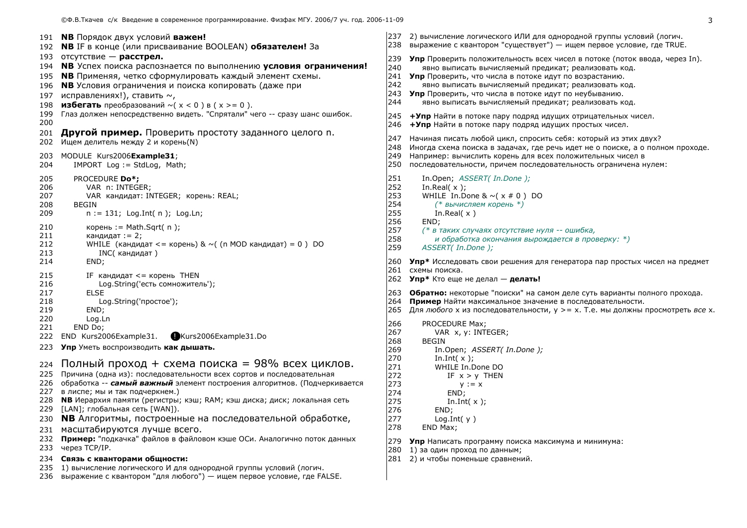191 **NB** Порядок двух условий **важен!**
192 **NB** IF в конце (или присваивание BOOLEAN) **обязателен!** За
193 отсутствие — **расстрел.**
194 **NB** Успех поиска распознается по выполнению **условия ограничения!**
195 **NB** Применяя, четко сформулировать каждый элемент схемы.
196 **NB** Условия ограничения и поиска копировать (даже при
197 исправлениях!), ставить ~,
198 **избегать** преобразований ~( x < 0 ) в ( x >= 0 ).
199 Глаз должен непосредственно видеть. "Спрятали" чего -- сразу шанс ошибок.
200

201 **Другой пример.** Проверить простоту заданного целого n.
202 Ищем делитель между 2 и корень(N)

```
203 MODULE  Kurs2006Example31;
204     IMPORT  Log := StdLog,  Math;
205     PROCEDURE Do*;
206         VAR  n: INTEGER;
207         VAR  кандидат: INTEGER;  корень: REAL;
208     BEGIN
209         n := 131;  Log.Int( n );  Log.Ln;
210         корень := Math.Sqrt( n );
211         кандидат := 2;
212         WHILE  (кандидат <= корень) & ~( (n MOD кандидат) = 0 )  DO
213             INC( кандидат )
214         END;
215         IF  кандидат <= корень  THEN
216             Log.String('есть сомножитель');
217         ELSE
218             Log.String('простое');
219         END;
220         Log.Ln
221     END Do;
222 END  Kurs2006Example31.    !Kurs2006Example31.Do
```

223 **Упр** Уметь воспроизводить **как дышать.**

224 Полный проход + схема поиска = 98% всех циклов.
225 Причина (одна из): последовательности всех сортов и последовательная
226 обработка -- ***самый важный*** элемент построения алгоритмов. (Подчеркивается
227 в лиспе; мы и так подчеркнем.)
228 **NB** Иерархия памяти (регистры; кэш; RAM; кэш диска; диск; локальная сеть
229 [LAN]; глобальная сеть [WAN]).
230 **NB** Алгоритмы, построенные на последовательной обработке,
231 масштабируются лучше всего.
232 **Пример:** "подкачка" файлов в файловом кэше ОСи. Аналогично поток данных
233 через TCP/IP.
234 **Связь с кванторами общности:**
235 1) вычисление логического И для однородной группы условий (логич.
236 выражение с квантором "для любого") — ищем первое условие, где FALSE.
237 2) вычисление логического ИЛИ для однородной группы условий (логич.
238 выражение с квантором "существует") — ищем первое условие, где TRUE.

239 **Упр** Проверить положительность всех чисел в потоке (поток ввода, через In).
240 явно выписать вычисляемый предикат; реализовать код.
241 **Упр** Проверить, что числа в потоке идут по возрастанию.
242 явно выписать вычисляемый предикат; реализовать код.
243 **Упр** Проверить, что числа в потоке идут по неубыванию.
244 явно выписать вычисляемый предикат; реализовать код.

245 **+Упр** Найти в потоке пару подряд идущих отрицательных чисел.
246 **+Упр** Найти в потоке пару подряд идущих простых чисел.

247 Начиная писать любой цикл, спросить себя: который из этих двух?
248 Иногда схема поиска в задачах, где речь идет не о поиске, а о полном проходе.
249 Например: вычислить корень для всех положительных чисел в
250 последовательности, причем последовательность ограничена нулем:

```
251     In.Open;  ASSERT( In.Done );
252     In.Real( x );
253     WHILE  In.Done & ~( x # 0 )  DO
254         (* вычисляем корень *)
255         In.Real( x )
256     END;
257     (* в таких случаях отсутствие нуля -- ошибка,
258        и обработка окончания вырождается в проверку: *)
259     ASSERT( In.Done );
```

260 **Упр*** Исследовать свои решения для генератора пар простых чисел на предмет
261 схемы поиска.
262 **Упр*** Кто еще не делал — **делать!**

263 **Обратно:** некоторые "поиски" на самом деле суть варианты полного прохода.
264 **Пример** Найти максимальное значение в последовательности.
265 Для *любого* x из последовательности, y >= x. Т.е. мы должны просмотреть *все* x.

```
266     PROCEDURE Max;
267         VAR  x, y: INTEGER;
268     BEGIN
269         In.Open;  ASSERT( In.Done );
270         In.Int( x );
271         WHILE In.Done DO
272             IF  x > y  THEN
273                 y := x
274             END;
275             In.Int( x );
276         END;
277         Log.Int( y )
278     END Max;
```

279 **Упр** Написать программу поиска максимума и минимума:
280 1) за один проход по данным;
281 2) и чтобы поменьше сравнений.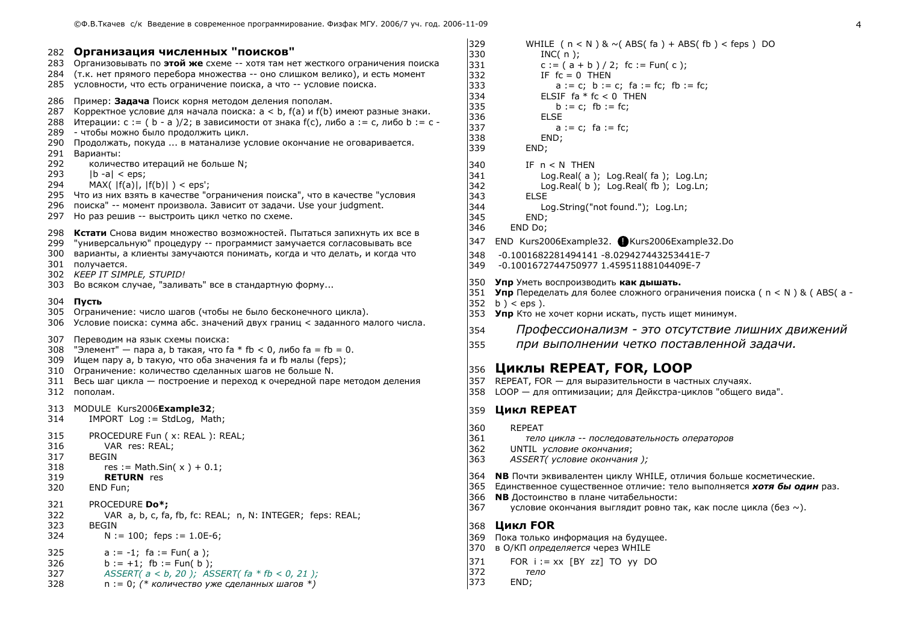## Организация численных "поисков"

Организовывать по **этой же** схеме -- хотя там нет жесткого ограничения поиска (т.к. нет прямого перебора множества -- оно слишком велико), и есть момент условности, что есть ограничение поиска, а что -- условие поиска.

Пример: **Задача** Поиск корня методом деления пополам.
Корректное условие для начала поиска: a < b, f(a) и f(b) имеют разные знаки.
Итерации: c := ( b - a )/2; в зависимости от знака f(c), либо a := c, либо b := c - чтобы можно было продолжить цикл.
Продолжать, покуда ... в матанализе условие окончание не оговаривается.
Варианты:

- количество итераций не больше N;
- |b -a| < eps;
- MAX( |f(a)|, |f(b)| ) < eps';

Что из них взять в качестве "ограничения поиска", что в качестве "условия поиска" -- момент произвола. Зависит от задачи. Use your judgment.
Но раз решив -- выстроить цикл четко по схеме.

**Кстати** Снова видим множество возможностей. Пытаться запихнуть их все в "универсальную" процедуру -- программист замучается согласовывать все варианты, а клиенты замучаются понимать, когда и что делать, и когда что получается.
*KEEP IT SIMPLE, STUPID!*
Во всяком случае, "заливать" все в стандартную форму...

**Пусть**
Ограничение: число шагов (чтобы не было бесконечного цикла).
Условие поиска: сумма абс. значений двух границ < заданного малого числа.

Переводим на язык схемы поиска:
"Элемент" — пара a, b такая, что fa * fb < 0, либо fa = fb = 0.
Ищем пару a, b такую, что оба значения fa и fb малы (feps);
Ограничение: количество сделанных шагов не больше N.
Весь шаг цикла — построение и переход к очередной паре методом деления пополам.

```
MODULE  Kurs2006Example32;
    IMPORT  Log := StdLog, Math;

    PROCEDURE Fun ( x: REAL ): REAL;
        VAR  res: REAL;
    BEGIN
        res := Math.Sin( x ) + 0.1;
        RETURN  res
    END Fun;

    PROCEDURE Do*;
        VAR  a, b, c, fa, fb, fc: REAL;  n, N: INTEGER;  feps: REAL;
    BEGIN
        N := 100;  feps := 1.0E-6;

        a := -1;  fa := Fun( a );
        b := +1;  fb := Fun( b );
        ASSERT( a < b, 20 );  ASSERT( fa * fb < 0, 21 );
        n := 0; (* количество уже сделанных шагов *)
        WHILE  ( n < N ) & ~( ABS( fa ) + ABS( fb ) < feps )  DO
            INC( n );
            c := ( a + b ) / 2;  fc := Fun( c );
            IF  fc = 0  THEN
                a := c;  b := c;  fa := fc;  fb := fc;
            ELSIF  fa * fc < 0  THEN
                b := c;  fb := fc;
            ELSE
                a := c;  fa := fc;
            END;
        END;

        IF  n < N  THEN
            Log.Real( a );  Log.Real( fa );  Log.Ln;
            Log.Real( b );  Log.Real( fb );  Log.Ln;
        ELSE
            Log.String("not found.");  Log.Ln;
        END;
    END Do;

END  Kurs2006Example32.  Kurs2006Example32.Do
```

```
-0.1001682281494141 -8.029427443253441E-7
-0.1001672744750977 1.45951188104409E-7
```

**Упр** Уметь воспроизводить **как дышать.**
**Упр** Переделать для более сложного ограничения поиска ( n < N ) & ( ABS( a - b ) < eps ).
**Упр** Кто не хочет корни искать, пусть ищет минимум.

*Профессионализм - это отсутствие лишних движений при выполнении четко поставленной задачи.*

## Циклы REPEAT, FOR, LOOP

REPEAT, FOR — для выразительности в частных случаях.
LOOP — для оптимизации; для Дейкстра-циклов "общего вида".

### Цикл REPEAT

```
REPEAT
    тело цикла -- последовательность операторов
UNTIL  условие окончания;
ASSERT( условие окончания );
```

**NB** Почти эквивалентен циклу WHILE, отличия больше косметические.
Единственное существенное отличие: тело выполняется ***хотя бы один*** раз.
**NB** Достоинство в плане читабельности:
условие окончания выглядит ровно так, как после цикла (без ~).

### Цикл FOR

Пока только информация на будущее.
в О/КП *определяется* через WHILE

```
FOR  i := xx  [BY  zz]  TO  yy  DO
    тело
END;
```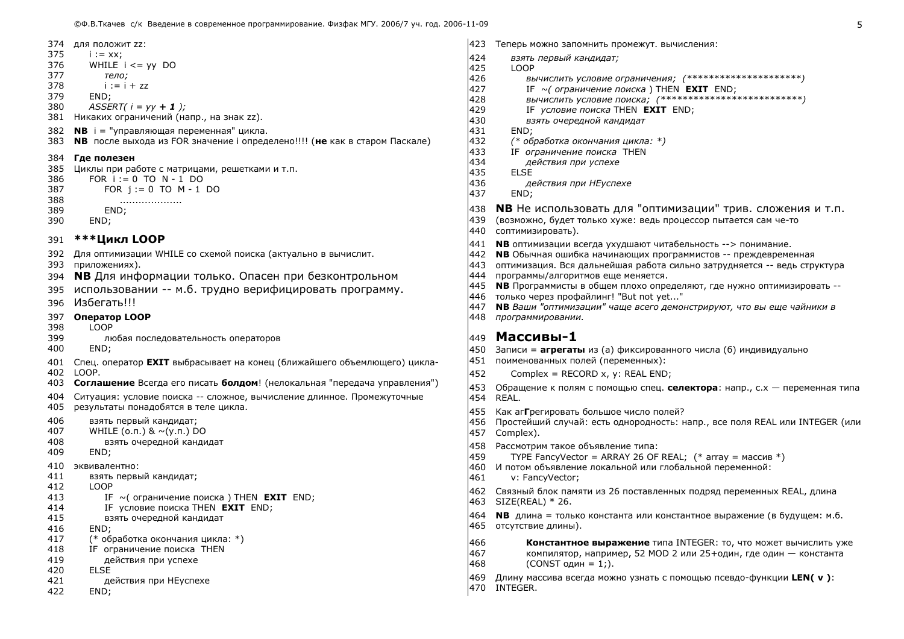для положит zz:

```
i := xx;
WHILE  i <= yy  DO
    тело;
    i := i + zz
END;
ASSERT( i = yy + 1 );
```

Никаких ограничений (напр., на знак zz).

**NB** i = "управляющая переменная" цикла.

**NB** после выхода из FOR значение i определено!!!! (**не** как в старом Паскале)

**Где полезен**

Циклы при работе с матрицами, решетками и т.п.

```
FOR  i := 0  TO  N - 1  DO
    FOR  j := 0  TO  M - 1  DO
        ...................
    END;
END;
```

## ***Цикл LOOP

Для оптимизации WHILE со схемой поиска (актуально в вычислит. приложениях).

**NB** Для информации только. Опасен при безконтрольном использовании -- м.б. трудно верифицировать программу. Избегать!!!

**Оператор LOOP**

```
LOOP
    любая последовательность операторов
END;
```

Спец. оператор **EXIT** выбрасывает на конец (ближайшего объемлющего) цикла-LOOP.

**Соглашение** Всегда его писать **болдом**! (нелокальная "передача управления")

Ситуация: условие поиска -- сложное, вычисление длинное. Промежуточные результаты понадобятся в теле цикла.

```
взять первый кандидат;
WHILE (о.п.) & ~(у.п.) DO
    взять очередной кандидат
END;
```

эквивалентно:

```
взять первый кандидат;
LOOP
    IF  ~( ограничение поиска ) THEN  EXIT  END;
    IF  условие поиска THEN  EXIT  END;
    взять очередной кандидат
END;
(* обработка окончания цикла: *)
IF  ограничение поиска  THEN
    действия при успехе
ELSE
    действия при НЕуспехе
END;
```

Теперь можно запомнить промежут. вычисления:

```
взять первый кандидат;
LOOP
    вычислить условие ограничения;  (**********************)
    IF  ~( ограничение поиска ) THEN  EXIT  END;
    вычислить условие поиска;  (***************************)
    IF  условие поиска THEN  EXIT  END;
    взять очередной кандидат
END;
(* обработка окончания цикла: *)
IF  ограничение поиска  THEN
    действия при успехе
ELSE
    действия при НЕуспехе
END;
```

**NB** Не использовать для "оптимизации" трив. сложения и т.п. (возможно, будет только хуже: ведь процессор пытается сам че-то соптимизировать).

**NB** оптимизации всегда ухудшают читабельность --> понимание.

**NB** Обычная ошибка начинающих программистов -- преждевременная оптимизация. Вся дальнейшая работа сильно затрудняется -- ведь структура программы/алгоритмов еще меняется.

**NB** Программисты в общем плохо определяют, где нужно оптимизировать -- только через профайлинг! "But not yet..."

**NB** *Ваши "оптимизации" чаще всего демонстрируют, что вы еще чайники в программировании.*

## Массивы-1

Записи = **агрегаты** из (а) фиксированного числа (б) индивидуально поименованных полей (переменных):

```
Complex = RECORD x, y: REAL END;
```

Обращение к полям с помощью спец. **селектора**: напр., c.x — переменная типа REAL.

Как аг**Г**регировать большое число полей?

Простейший случай: есть однородность: напр., все поля REAL или INTEGER (или Complex).

Рассмотрим такое объявление типа:

```
TYPE FancyVector = ARRAY 26 OF REAL;  (* array = массив *)
```

И потом объявление локальной или глобальной переменной:

```
v: FancyVector;
```

Связный блок памяти из 26 поставленных подряд переменных REAL, длина SIZE(REAL) * 26.

**NB** длина = только константа или константное выражение (в будущем: м.б. отсутствие длины).

> **Константное выражение** типа INTEGER: то, что может вычислить уже компилятор, например, 52 MOD 2 или 25+один, где один — константа (CONST один = 1;).

Длину массива всегда можно узнать с помощью псевдо-функции **LEN( v )**: INTEGER.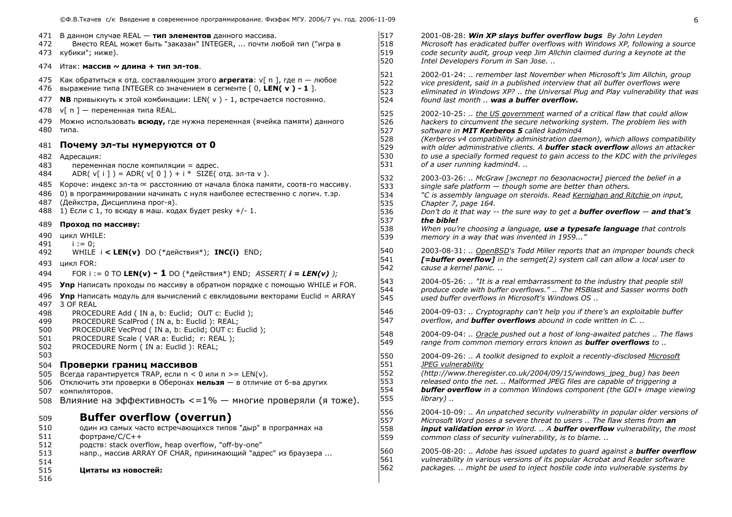В данном случае REAL — **тип элементов** данного массива.
Вместо REAL может быть "заказан" INTEGER, ... почти любой тип ("игра в кубики"; ниже).

Итак: **массив ~ длина + тип эл-тов**.

Как обратиться к отд. составляющим этого **агрегата**: v[ n ], где n — любое выражение типа INTEGER со значением в сегменте [ 0, **LEN( v ) - 1** ].

**NB** привыкнуть к этой комбинации: LEN( v ) - 1, встречается постоянно.

v[ n ] — переменная типа REAL.

Можно использовать **всюду,** где нужна переменная (ячейка памяти) данного типа.

## Почему эл-ты нумеруются от 0

Адресация:
переменная после компиляции = адрес.
ADR( v[ i ] ) = ADR( v[ 0 ] ) + i * SIZE( отд. эл-та v ).

Короче: индекс эл-та ∝ расстоянию от начала блока памяти, соотв-го массиву.

0) в программировании начинать с нуля наиболее естественно с логич. т.зр. (Дейкстра, Дисциплина прог-я).

1) Если с 1, то всюду в маш. кодах будет pesky +/- 1.

**Проход по массиву:**

цикл WHILE:
```
    i := 0;
    WHILE  i < LEN(v)  DO (*действия*);  INC(i)  END;
```
цикл FOR:
```
    FOR i := 0 TO LEN(v) - 1 DO (*действия*) END;  ASSERT( i = LEN(v) );
```

**Упр** Написать проходы по массиву в обратном порядке с помощью WHILE и FOR.

**Упр** Написать модуль для вычислений с евклидовыми векторами Euclid = ARRAY 3 OF REAL
```
    PROCEDURE Add ( IN a, b: Euclid;  OUT c: Euclid );
    PROCEDURE ScalProd ( IN a, b: Euclid ): REAL;
    PROCEDURE VecProd ( IN a, b: Euclid; OUT c: Euclid );
    PROCEDURE Scale ( VAR a: Euclid;  r: REAL );
    PROCEDURE Norm ( IN a: Euclid ): REAL;
```

## Проверки границ массивов

Всегда гарантируется TRAP, если n < 0 или n >= LEN(v).
Отключить эти проверки в Оберонах **нельзя** — в отличие от б-ва других компиляторов.
Влияние на эффективность <=1% — многие проверяли (я тоже).

## Buffer overflow (overrun)

один из самых часто встречающихся типов "дыр" в программах на фортране/C/C++
родств: stack overflow, heap overflow, "off-by-one"
напр., массив ARRAY OF CHAR, принимающий "адрес" из браузера ...

**Цитаты из новостей:**

2001-08-28: ***Win XP slays buffer overflow bugs*** *By John Leyden*
*Microsoft has eradicated buffer overflows with Windows XP, following a source code security audit, group veep Jim Allchin claimed during a keynote at the Intel Developers Forum in San Jose. ..*

2002-01-24: *.. remember last November when Microsoft's Jim Allchin, group vice president, said in a published interview that all buffer overflows were eliminated in Windows XP? .. the Universal Plug and Play vulnerability that was found last month ..* ***was a buffer overflow.***

2002-10-25: *.. the US government warned of a critical flaw that could allow hackers to circumvent the secure networking system. The problem lies with software in* ***MIT Kerberos 5*** *called kadmind4 (Kerberos v4 compatibility administration daemon), which allows compatibility with older administrative clients. A* ***buffer stack overflow*** *allows an attacker to use a specially formed request to gain access to the KDC with the privileges of a user running kadmind4. ..*

2003-03-26: *.. McGraw [эксперт по безопасности] pierced the belief in a single safe platform — though some are better than others.*
*"C is assembly language on steroids. Read Kernighan and Ritchie on input, Chapter 7, page 164.*
*Don't do it that way -- the sure way to get a* ***buffer overflow — and that's the bible!***
*When you're choosing a language,* ***use a typesafe language*** *that controls memory in a way that was invented in 1959..."*

2003-08-31: *.. OpenBSD's Todd Miller reports that an improper bounds check* ***[=buffer overflow]*** *in the semget(2) system call can allow a local user to cause a kernel panic. ..*

2004-05-26: *.. "It is a real embarrassment to the industry that people still produce code with buffer overflows." .. The MSBlast and Sasser worms both used buffer overflows in Microsoft's Windows OS ..*

2004-09-03: *.. Cryptography can't help you if there's an exploitable buffer overflow, and* ***buffer overflows*** *abound in code written in C. ..*

2004-09-04: *.. Oracle pushed out a host of long-awaited patches .. The flaws range from common memory errors known as* ***buffer overflows*** *to ..*

2004-09-26: *.. A toolkit designed to exploit a recently-disclosed Microsoft JPEG vulnerability (http://www.theregister.co.uk/2004/09/15/windows_jpeg_bug) has been released onto the net. .. Malformed JPEG files are capable of triggering a* ***buffer overflow*** *in a common Windows component (the GDI+ image viewing library) ..*

2004-10-09: *.. An unpatched security vulnerability in popular older versions of Microsoft Word poses a severe threat to users .. The flaw stems from* ***an input validation error*** *in Word. .. A* ***buffer overflow*** *vulnerability, the most common class of security vulnerability, is to blame. ..*

2005-08-20: *.. Adobe has issued updates to guard against a* ***buffer overflow*** *vulnerability in various versions of its popular Acrobat and Reader software packages. .. might be used to inject hostile code into vulnerable systems by*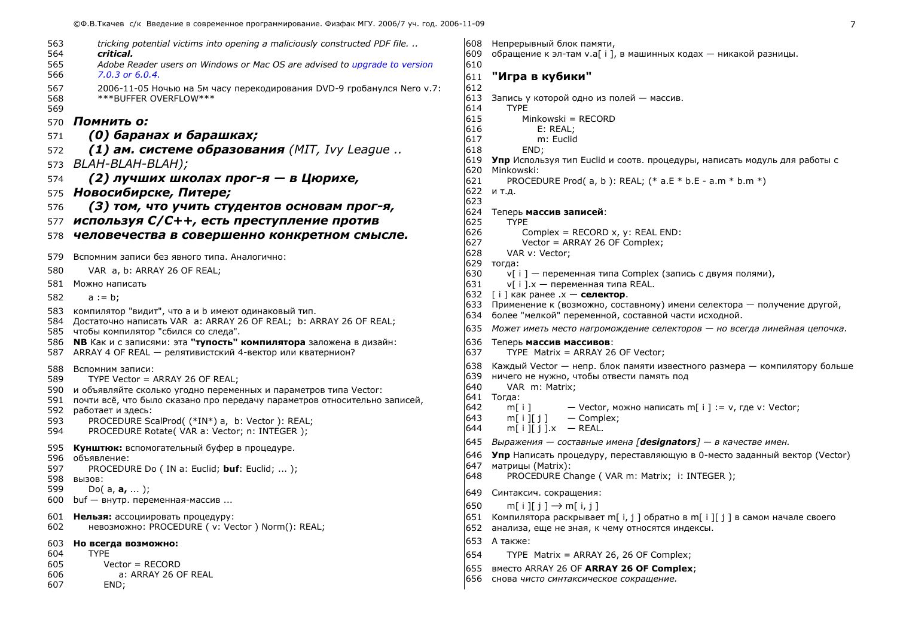*tricking potential victims into opening a maliciously constructed PDF file. ..*
***critical.***
*Adobe Reader users on Windows or Mac OS are advised to upgrade to version 7.0.3 or 6.0.4.*

2006-11-05 Ночью на 5м часу перекодирования DVD-9 гробанулся Nero v.7:
\*\*\*BUFFER OVERFLOW\*\*\*

### *Помнить о:*

***(0) баранах и барашках;***

***(1) ам. системе образования** (MIT, Ivy League .. BLAH-BLAH-BLAH);*

***(2) лучших школах прог-я — в Цюрихе, Новосибирске, Питере;***

***(3) том, что учить студентов основам прог-я, используя C/C++, есть преступление против человечества в совершенно конкретном смысле.***

Вспомним записи без явного типа. Аналогично:

```
VAR  a, b: ARRAY 26 OF REAL;
```

Можно написать

```
a := b;
```

компилятор "видит", что a и b имеют одинаковый тип.
Достаточно написать VAR a: ARRAY 26 OF REAL; b: ARRAY 26 OF REAL;
чтобы компилятор "сбился со следа".

**NB** Как и с записями: эта **"тупость" компилятора** заложена в дизайн:
ARRAY 4 OF REAL — релятивистский 4-вектор или кватернион?

Вспомним записи:

```
TYPE Vector = ARRAY 26 OF REAL;
```

и объявляйте сколько угодно переменных и параметров типа Vector:
почти всё, что было сказано про передачу параметров относительно записей, работает и здесь:

```
PROCEDURE ScalProd( (*IN*) a,  b: Vector ): REAL;
PROCEDURE Rotate( VAR a: Vector; n: INTEGER );
```

**Кунштюк:** вспомогательный буфер в процедуре.
объявление:

```
PROCEDURE Do ( IN a: Euclid; buf: Euclid; ... );
```

вызов:

```
Do( a, a, ... );
```

buf — внутр. переменная-массив ...

**Нельзя:** ассоциировать процедуру:

```
невозможно: PROCEDURE ( v: Vector ) Norm(): REAL;
```

**Но всегда возможно:**

```
TYPE
    Vector = RECORD
        a: ARRAY 26 OF REAL
    END;
```

Непрерывный блок памяти,
обращение к эл-там v.a[ i ], в машинных кодах — никакой разницы.

## "Игра в кубики"

Запись у которой одно из полей — массив.

```
TYPE
    Minkowski = RECORD
        E: REAL;
        m: Euclid
    END;
```

**Упр** Используя тип Euclid и соотв. процедуры, написать модуль для работы с Minkowski:

```
PROCEDURE Prod( a, b ): REAL; (* a.E * b.E - a.m * b.m *)
```

и т.д.

Теперь **массив записей**:

```
TYPE
    Complex = RECORD x, y: REAL END:
    Vector = ARRAY 26 OF Complex;
VAR v: Vector;
```

тогда:
v[ i ] — переменная типа Complex (запись с двумя полями),
v[ i ].x — переменная типа REAL.
[ i ] как ранее .x — **селектор**.
Применение к (возможно, составному) имени селектора — получение другой, более "мелкой" переменной, составной части исходной.
*Может иметь место нагромождение селекторов — но всегда линейная цепочка.*

Теперь **массив массивов**:

```
TYPE  Matrix = ARRAY 26 OF Vector;
```

Каждый Vector — непр. блок памяти известного размера — компилятору больше ничего не нужно, чтобы отвести память под

```
VAR  m: Matrix;
```

Тогда:

```
m[ i ]          — Vector, можно написать m[ i ] := v, где v: Vector;
m[ i ][ j ]     — Complex;
m[ i ][ j ].x   — REAL.
```

*Выражения — составные имена [**designators**] — в качестве имен.*

**Упр** Написать процедуру, переставляющую в 0-место заданный вектор (Vector) матрицы (Matrix):

```
PROCEDURE Change ( VAR m: Matrix;  i: INTEGER );
```

Синтаксич. сокращения:

m[ i ][ j ] → m[ i, j ]

Компилятора раскрывает m[ i, j ] обратно в m[ i ][ j ] в самом начале своего анализа, еще не зная, к чему относятся индексы.

А также:

```
TYPE  Matrix = ARRAY 26, 26 OF Complex;
```

вместо ARRAY 26 OF **ARRAY 26 OF Complex**;
снова *чисто синтаксическое сокращение.*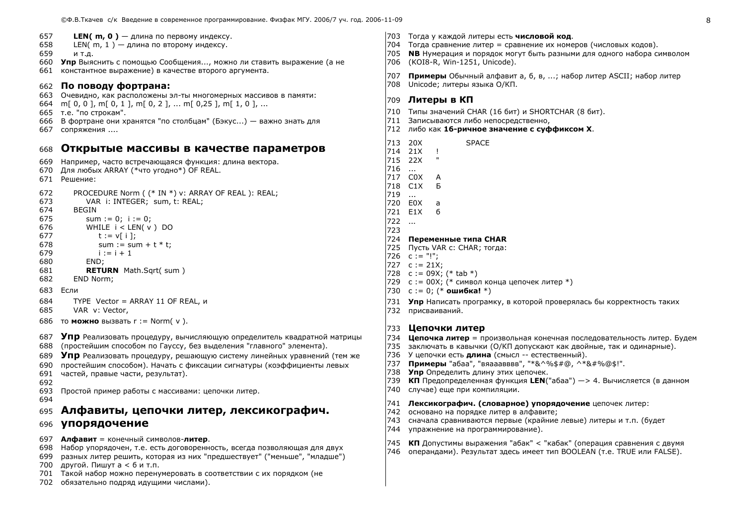**LEN( m, 0 )** — длина по первому индексу.
LEN( m, 1 ) — длина по второму индексу.
и т.д.

**Упр** Выяснить с помощью Сообщения..., можно ли ставить выражение (а не константное выражение) в качестве второго аргумента.

### По поводу фортрана:

Очевидно, как расположены эл-ты многомерных массивов в памяти:
m[ 0, 0 ], m[ 0, 1 ], m[ 0, 2 ], ... m[ 0,25 ], m[ 1, 0 ], ...
т.е. "по строкам".
В фортране они хранятся "по столбцам" (Бэкус...) — важно знать для сопряжения ....

## Открытые массивы в качестве параметров

Например, часто встречающаяся функция: длина вектора.
Для любых ARRAY (*что угодно*) OF REAL.
Решение:

```
PROCEDURE Norm ( (* IN *) v: ARRAY OF REAL ): REAL;
    VAR  i: INTEGER;  sum, t: REAL;
BEGIN
    sum := 0;  i := 0;
    WHILE  i < LEN( v )  DO
        t := v[ i ];
        sum := sum + t * t;
        i := i + 1
    END;
    RETURN  Math.Sqrt( sum )
END Norm;
```

Если

```
TYPE  Vector = ARRAY 11 OF REAL, и
VAR  v: Vector,
```

то **можно** вызвать r := Norm( v ).

**Упр** Реализовать процедуру, вычисляющую определитель квадратной матрицы (простейшим способом по Гауссу, без выделения "главного" элемента).

**Упр** Реализовать процедуру, решающую систему линейных уравнений (тем же простейшим способом). Начать с фиксации сигнатуры (коэффициенты левых частей, правые части, результат).

Простой пример работы с массивами: цепочки литер.

## Алфавиты, цепочки литер, лексикографич. упорядочение

**Алфавит** = конечный символов-**литер**.
Набор упорядочен, т.е. есть договоренность, всегда позволяющая для двух разных литер решить, которая из них "предшествует" ("меньше", "младше") другой. Пишут а < б и т.п.
Такой набор можно перенумеровать в соответствии с их порядком (не обязательно подряд идущими числами).
Тогда у каждой литеры есть **числовой код**.
Тогда сравнение литер = сравнение их номеров (числовых кодов).
**NB** Нумерация и порядок могут быть разными для одного набора символом (KOI8-R, Win-1251, Unicode).

**Примеры** Обычный алфавит а, б, в, ...; набор литер ASCII; набор литер Unicode; литеры языка О/КП.

### Литеры в КП

Типы значений CHAR (16 бит) и SHORTCHAR (8 бит).
Записываются либо непосредственно,
либо как **16-ричное значение с суффиксом X**.

```
20X      SPACE
21X      !
22X      "
...
C0X      А
C1X      Б
...
E0X      а
E1X      б
...
```

**Переменные типа CHAR**
Пусть VAR c: CHAR; тогда:
c := "!";
c := 21X;
c := 09X; (* tab *)
c := 00X; (* символ конца цепочек литер *)
c := 0; (* **ошибка!** *)

**Упр** Написать програмку, в которой проверялась бы корректность таких присваиваний.

### Цепочки литер

**Цепочка литер** = произвольная конечная последовательность литер. Будем заключать в кавычки (О/КП допускают как двойные, так и одинарные).
У цепочки есть **длина** (смысл -- естественный).
**Примеры** "абаа", "вяааавввв", "*&^%$#@, ^*&#%@$!".
**Упр** Определить длину этих цепочек.
**КП** Предопределенная функция **LEN**("абаа") —> 4. Вычисляется (в данном случае) еще при компиляции.

**Лексикографич. (словарное) упорядочение** цепочек литер:
основано на порядке литер в алфавите;
сначала сравниваются первые (крайние левые) литеры и т.п. (будет упражнение на программирование).

**КП** Допустимы выражения "абак" < "кабак" (операция сравнения с двумя операндами). Результат здесь имеет тип BOOLEAN (т.е. TRUE или FALSE).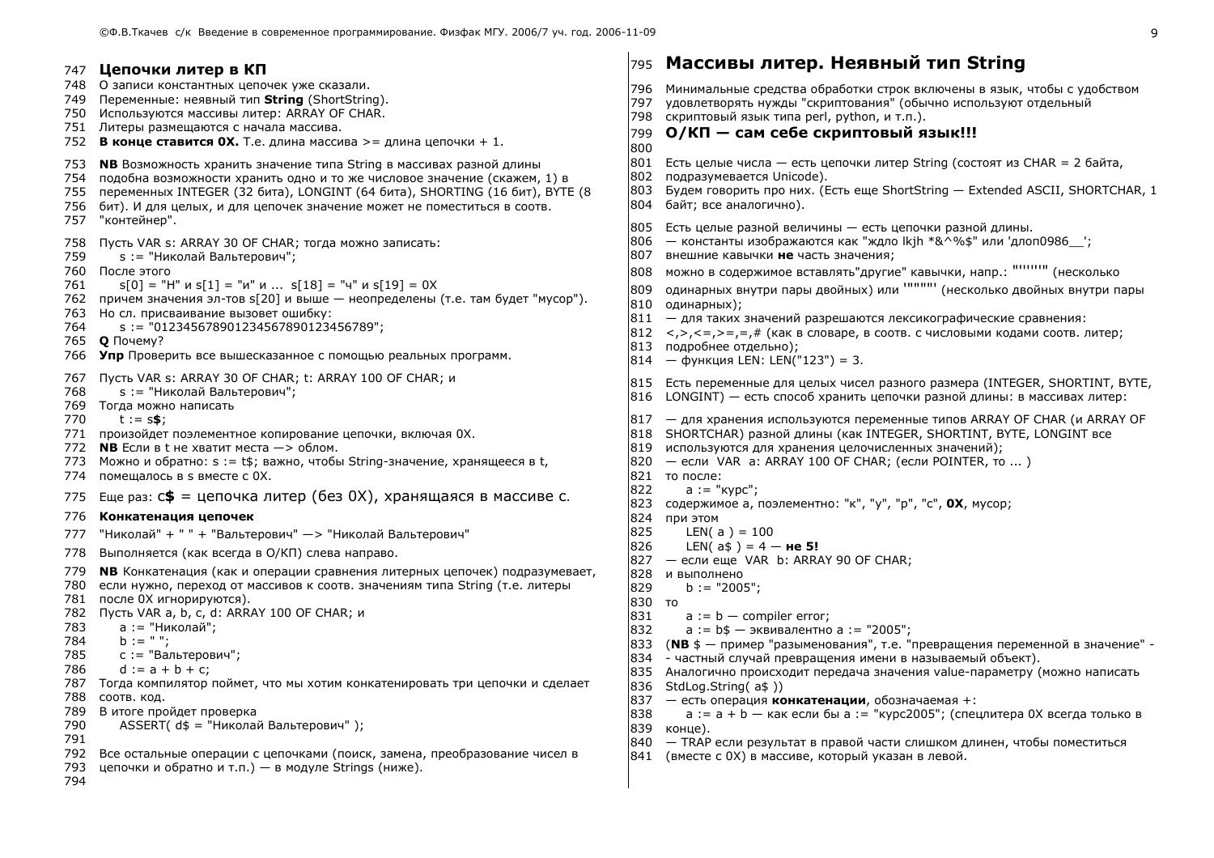## Цепочки литер в КП

О записи константных цепочек уже сказали.

Переменные: неявный тип **String** (ShortString).

Используются массивы литер: ARRAY OF CHAR.

Литеры размещаются с начала массива.

**В конце ставится 0X.** Т.е. длина массива >= длина цепочки + 1.

**NB** Возможность хранить значение типа String в массивах разной длины подобна возможности хранить одно и то же числовое значение (скажем, 1) в переменных INTEGER (32 бита), LONGINT (64 бита), SHORTING (16 бит), BYTE (8 бит). И для целых, и для цепочек значение может не поместиться в соотв. "контейнер".

Пусть VAR s: ARRAY 30 OF CHAR; тогда можно записать:

```
s := "Николай Вальтерович";
```

После этого

```
s[0] = "Н" и s[1] = "и" и ... s[18] = "ч" и s[19] = 0X
```

причем значения эл-тов s[20] и выше — неопределены (т.е. там будет "мусор").

Но сл. присваивание вызовет ошибку:

```
s := "012345678901234567890123456789";
```

**Q** Почему?

**Упр** Проверить все вышесказанное с помощью реальных программ.

Пусть VAR s: ARRAY 30 OF CHAR; t: ARRAY 100 OF CHAR; и

```
s := "Николай Вальтерович";
```

Тогда можно написать

```
t := s$;
```

произойдет поэлементное копирование цепочки, включая 0X.

**NB** Если в t не хватит места —> облом.

Можно и обратно: s := t$; важно, чтобы String-значение, хранящееся в t, помещалось в s вместе с 0X.

Еще раз: c**$** = цепочка литер (без 0X), хранящаяся в массиве c.

### Конкатенация цепочек

"Николай" + " " + "Вальтерович" —> "Николай Вальтерович"

Выполняется (как всегда в О/КП) слева направо.

**NB** Конкатенация (как и операции сравнения литерных цепочек) подразумевает, если нужно, переход от массивов к соотв. значениям типа String (т.е. литеры после 0X игнорируются).

Пусть VAR a, b, c, d: ARRAY 100 OF CHAR; и

```
a := "Николай";
b := " ";
c := "Вальтерович";
d := a + b + c;
```

Тогда компилятор поймет, что мы хотим конкатенировать три цепочки и сделает соотв. код.

В итоге пройдет проверка

```
ASSERT( d$ = "Николай Вальтерович" );
```

Все остальные операции с цепочками (поиск, замена, преобразование чисел в цепочки и обратно и т.п.) — в модуле Strings (ниже).

## Массивы литер. Неявный тип String

Минимальные средства обработки строк включены в язык, чтобы с удобством удовлетворять нужды "скриптования" (обычно используют отдельный скриптовый язык типа perl, python, и т.п.).

### О/КП — сам себе скриптовый язык!!!

Есть целые числа — есть цепочки литер String (состоят из CHAR = 2 байта, подразумевается Unicode).

Будем говорить про них. (Есть еще ShortString — Extended ASCII, SHORTCHAR, 1 байт; все аналогично).

Есть целые разной величины — есть цепочки разной длины.

— константы изображаются как "ждло lkjh *&^%$" или 'длоп0986__';

внешние кавычки **не** часть значения;

можно в содержимое вставлять"другие" кавычки, напр.: "''''''" (несколько одинарных внутри пары двойных) или '""""' (несколько двойных внутри пары одинарных);

— для таких значений разрешаются лексикографические сравнения:

<,>,<=,>=,=,# (как в словаре, в соотв. с числовыми кодами соотв. литер; подробнее отдельно);

— функция LEN: LEN("123") = 3.

Есть переменные для целых чисел разного размера (INTEGER, SHORTINT, BYTE, LONGINT) — есть способ хранить цепочки разной длины: в массивах литер:

— для хранения используются переменные типов ARRAY OF CHAR (и ARRAY OF SHORTCHAR) разной длины (как INTEGER, SHORTINT, BYTE, LONGINT все используются для хранения целочисленных значений);

— если VAR a: ARRAY 100 OF CHAR; (если POINTER, то ... )

то после:

```
a := "курс";
```

содержимое a, поэлементно: "к", "у", "р", "с", **0X**, мусор;

при этом

```
LEN( a ) = 100
LEN( a$ ) = 4 — не 5!
```

— если еще VAR b: ARRAY 90 OF CHAR;

и выполнено

```
b := "2005";
```

то

```
a := b — compiler error;
a := b$ — эквивалентно a := "2005";
```

(**NB** $ — пример "разыменования", т.е. "превращения переменной в значение" - - частный случай превращения имени в называемый объект).

Аналогично происходит передача значения value-параметру (можно написать StdLog.String( a$ ))

— есть операция **конкатенации**, обозначаемая +:

```
a := a + b — как если бы a := "курс2005"; (спецлитера 0X всегда только в конце).
```

— TRAP если результат в правой части слишком длинен, чтобы поместиться (вместе с 0X) в массиве, который указан в левой.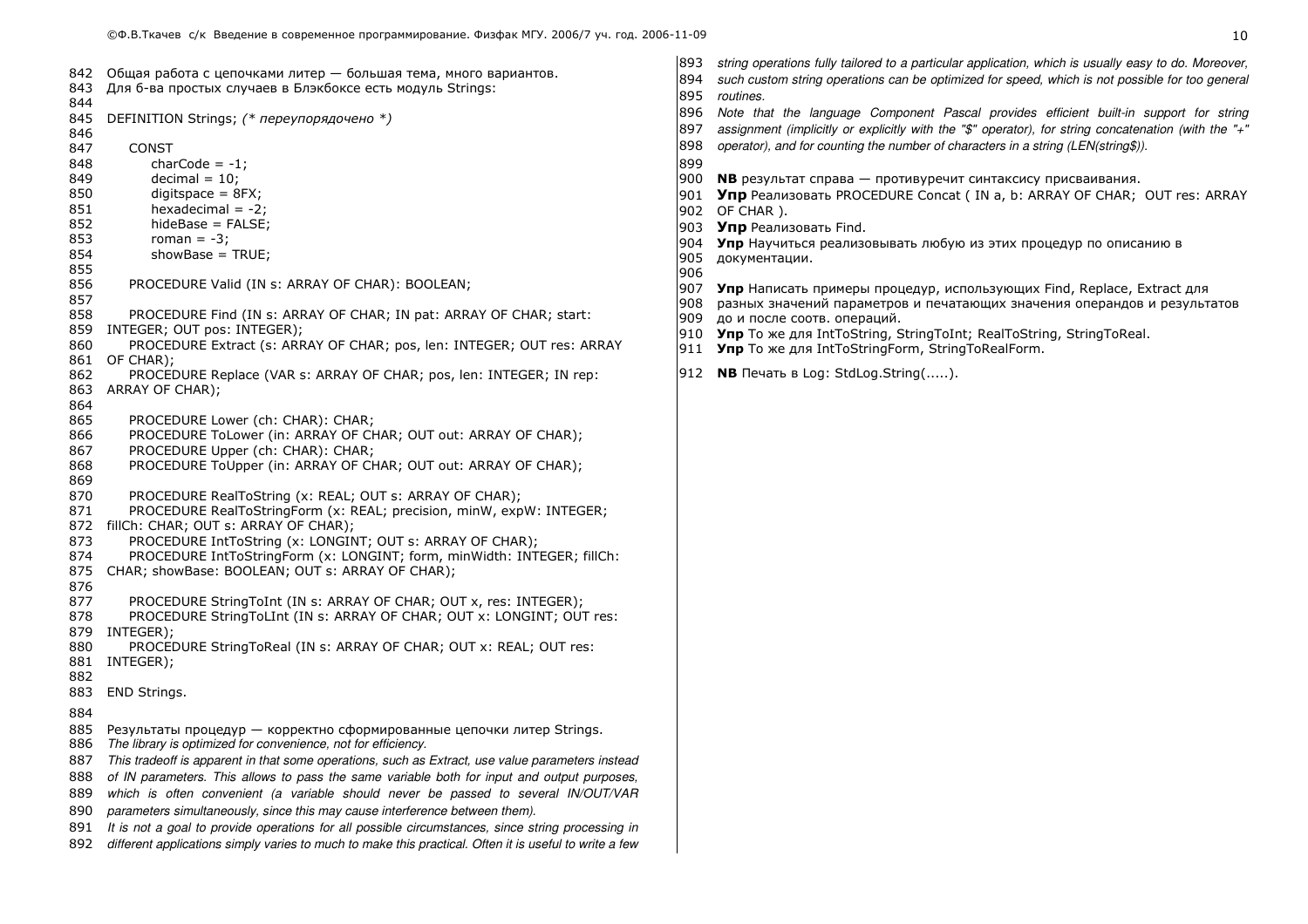Общая работа с цепочками литер — большая тема, много вариантов.
Для б-ва простых случаев в Блэкбоксе есть модуль Strings:

```
DEFINITION Strings; (* переупорядочено *)

    CONST
        charCode = -1;
        decimal = 10;
        digitspace = 8FX;
        hexadecimal = -2;
        hideBase = FALSE;
        roman = -3;
        showBase = TRUE;

    PROCEDURE Valid (IN s: ARRAY OF CHAR): BOOLEAN;

    PROCEDURE Find (IN s: ARRAY OF CHAR; IN pat: ARRAY OF CHAR; start:
INTEGER; OUT pos: INTEGER);
    PROCEDURE Extract (s: ARRAY OF CHAR; pos, len: INTEGER; OUT res: ARRAY
OF CHAR);
    PROCEDURE Replace (VAR s: ARRAY OF CHAR; pos, len: INTEGER; IN rep:
ARRAY OF CHAR);

    PROCEDURE Lower (ch: CHAR): CHAR;
    PROCEDURE ToLower (in: ARRAY OF CHAR; OUT out: ARRAY OF CHAR);
    PROCEDURE Upper (ch: CHAR): CHAR;
    PROCEDURE ToUpper (in: ARRAY OF CHAR; OUT out: ARRAY OF CHAR);

    PROCEDURE RealToString (x: REAL; OUT s: ARRAY OF CHAR);
    PROCEDURE RealToStringForm (x: REAL; precision, minW, expW: INTEGER;
fillCh: CHAR; OUT s: ARRAY OF CHAR);
    PROCEDURE IntToString (x: LONGINT; OUT s: ARRAY OF CHAR);
    PROCEDURE IntToStringForm (x: LONGINT; form, minWidth: INTEGER; fillCh:
CHAR; showBase: BOOLEAN; OUT s: ARRAY OF CHAR);

    PROCEDURE StringToInt (IN s: ARRAY OF CHAR; OUT x, res: INTEGER);
    PROCEDURE StringToLInt (IN s: ARRAY OF CHAR; OUT x: LONGINT; OUT res:
INTEGER);
    PROCEDURE StringToReal (IN s: ARRAY OF CHAR; OUT x: REAL; OUT res:
INTEGER);

END Strings.
```

Результаты процедур — корректно сформированные цепочки литер Strings.
*The library is optimized for convenience, not for efficiency.*
*This tradeoff is apparent in that some operations, such as Extract, use value parameters instead of IN parameters. This allows to pass the same variable both for input and output purposes, which is often convenient (a variable should never be passed to several IN/OUT/VAR parameters simultaneously, since this may cause interference between them).*
*It is not a goal to provide operations for all possible circumstances, since string processing in different applications simply varies to much to make this practical. Often it is useful to write a few string operations fully tailored to a particular application, which is usually easy to do. Moreover, such custom string operations can be optimized for speed, which is not possible for too general routines.*
*Note that the language Component Pascal provides efficient built-in support for string assignment (implicitly or explicitly with the "$" operator), for string concatenation (with the "+" operator), and for counting the number of characters in a string (LEN(string$)).*

**NB** результат справа — противуречит синтаксису присваивания.
**Упр** Реализовать PROCEDURE Concat ( IN a, b: ARRAY OF CHAR; OUT res: ARRAY OF CHAR ).
**Упр** Реализовать Find.
**Упр** Научиться реализовывать любую из этих процедур по описанию в документации.

**Упр** Написать примеры процедур, использующих Find, Replace, Extract для разных значений параметров и печатающих значения операндов и результатов до и после соотв. операций.
**Упр** То же для IntToString, StringToInt; RealToString, StringToReal.
**Упр** То же для IntToStringForm, StringToRealForm.

**NB** Печать в Log: StdLog.String(.....).